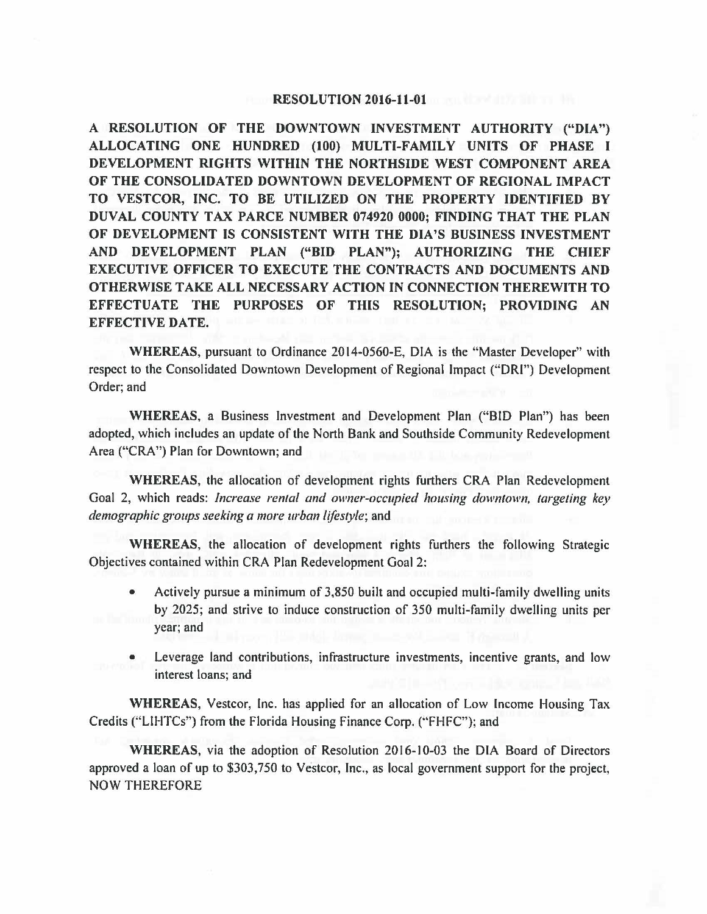# RESOLUTION 2016-11-01

**A RESOLUTION OF THE DOWNTOWN INVESTMENT AUTHORITY ("DIA") ALLOCATING ONE HUNDRED (100) MULTI-FAMILY UNITS OF PHASE I DEVELOPMENT RIGHTS WITHIN THE NORTHSIDE WEST COMPONENT AREA OF THE CONSOLIDATED DOWNTOWN DEVELOPMENT OF REGIONAL IMPACT TO VESTCOR, INC. TO BE UTILIZED ON THE PROPERTY IDENTIFIED BY DUVAL COUNTY TAX PARCE NUMBER 074920 0000; FINDING THAT THE PLAN OF DEVELOPMENT IS CONSISTENT WITH THE DIA'S BUSINESS INVESTMENT AND DEVELOPMENT PLAN ("BID PLAN"); AUTHORIZING THE CHIEF EXECUTIVE OFFICER TO EXECUTE THE CONTRACTS AND DOCUMENTS AND OTHERWISE TAKE ALL NECESSARY ACTION IN CONNECTION THEREWITH TO EFFECTUATE THE PURPOSES OF THIS RESOLUTION; PROVIDING AN EFFECTIVE DATE.**

**WHEREAS**, pursuant to Ordinance 2014-0560-E, DIA is the "Master Developer" with respect to the Consolidated Downtown Development of Regional Impact ("DRI") Development Order; and

**WHEREAS**, a Business Investment and Development Plan ("BID Plan") has been adopted, which includes an update of the North Bank and Southside Community Redevelopment Area ("CRA") Plan for Downtown; and

**WHEREAS**, the allocation of development rights furthers CRA Plan Redevelopment Goal 2, which reads: *Increase rental and owner-occupied housing downtown, targeting key demographic groups seeking a more urban lifestyle*; and

**WHEREAS**, the allocation of development rights furthers the following Strategic Objectives contained within CRA Plan Redevelopment Goal 2:

- Actively pursue a minimum of 3,850 built and occupied multi-family dwelling units by 2025; and strive to induce construction of 350 multi-family dwelling units per year; and
- Leverage land contributions, infrastructure investments, incentive grants, and low interest loans; and

**WHEREAS**, Vestcor, Inc. has applied for an allocation of Low Income Housing Tax Credits ("LIHTCs") from the Florida Housing Finance Corp. ("FHFC"); and

**WHEREAS**, via the adoption of Resolution 2016-10-03 the DIA Board of Directors approved a loan of up to $303,750 to Vestcor, Inc., as local government support for the project, NOW THEREFORE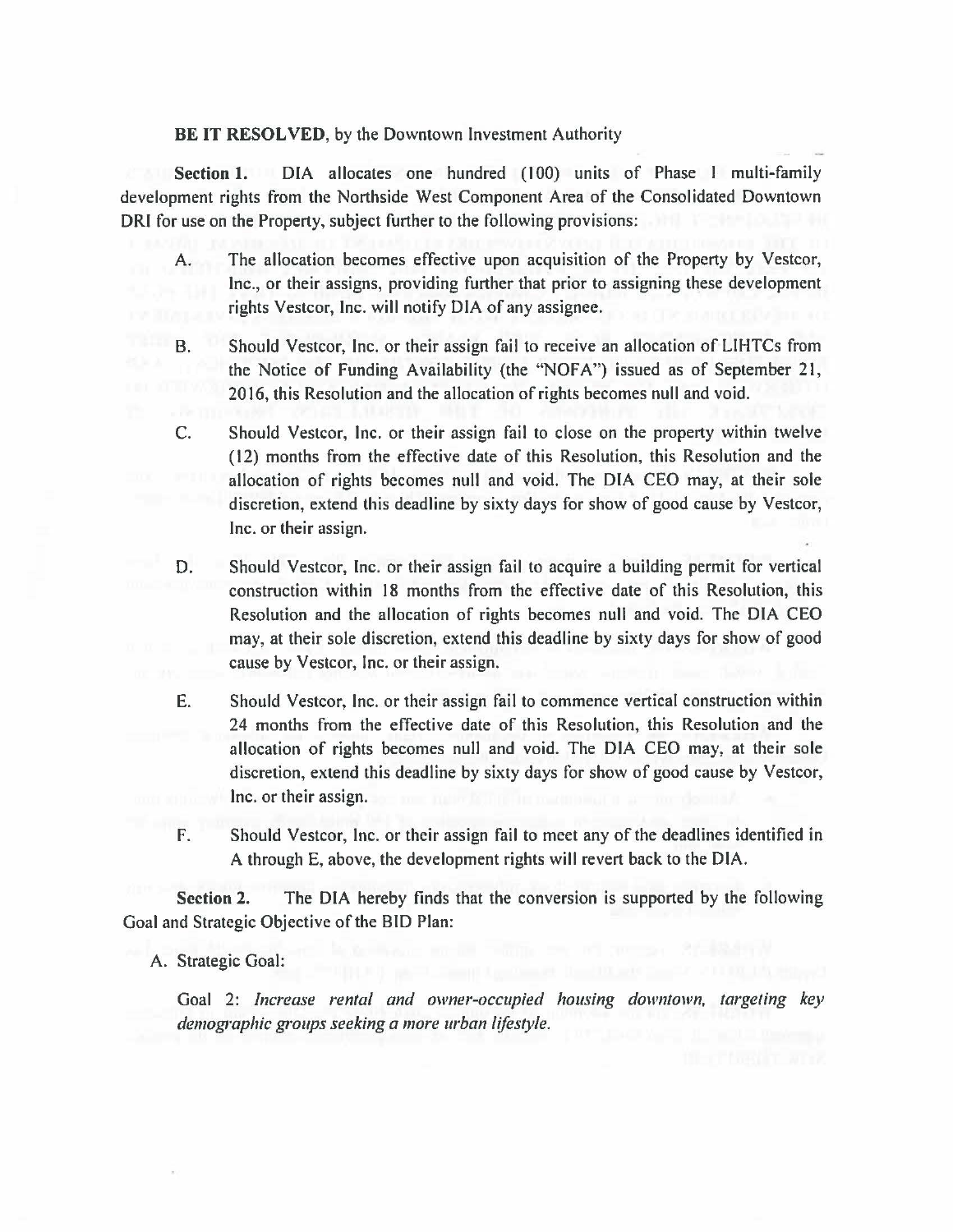**BE IT RESOLVED**, by the Downtown Investment Authority

**Section 1.** DIA allocates one hundred (100) units of Phase I multi-family development rights from the Northside West Component Area of the Consolidated Downtown DRI for use on the Property, subject further to the following provisions:

A. The allocation becomes effective upon acquisition of the Property by Vestcor, Inc., or their assigns, providing further that prior to assigning these development rights Vestcor, Inc. will notify DIA of any assignee.

B. Should Vestcor, Inc. or their assign fail to receive an allocation of LIHTCs from the Notice of Funding Availability (the "NOFA") issued as of September 21, 2016, this Resolution and the allocation of rights becomes null and void.

C. Should Vestcor, Inc. or their assign fail to close on the property within twelve (12) months from the effective date of this Resolution, this Resolution and the allocation of rights becomes null and void. The DIA CEO may, at their sole discretion, extend this deadline by sixty days for show of good cause by Vestcor, Inc. or their assign.

D. Should Vestcor, Inc. or their assign fail to acquire a building permit for vertical construction within 18 months from the effective date of this Resolution, this Resolution and the allocation of rights becomes null and void. The DIA CEO may, at their sole discretion, extend this deadline by sixty days for show of good cause by Vestcor, Inc. or their assign.

E. Should Vestcor, Inc. or their assign fail to commence vertical construction within 24 months from the effective date of this Resolution, this Resolution and the allocation of rights becomes null and void. The DIA CEO may, at their sole discretion, extend this deadline by sixty days for show of good cause by Vestcor, Inc. or their assign.

F. Should Vestcor, Inc. or their assign fail to meet any of the deadlines identified in A through E, above, the development rights will revert back to the DIA.

**Section 2.** The DIA hereby finds that the conversion is supported by the following Goal and Strategic Objective of the BID Plan:

A. Strategic Goal:

Goal 2: *Increase rental and owner-occupied housing downtown, targeting key demographic groups seeking a more urban lifestyle.*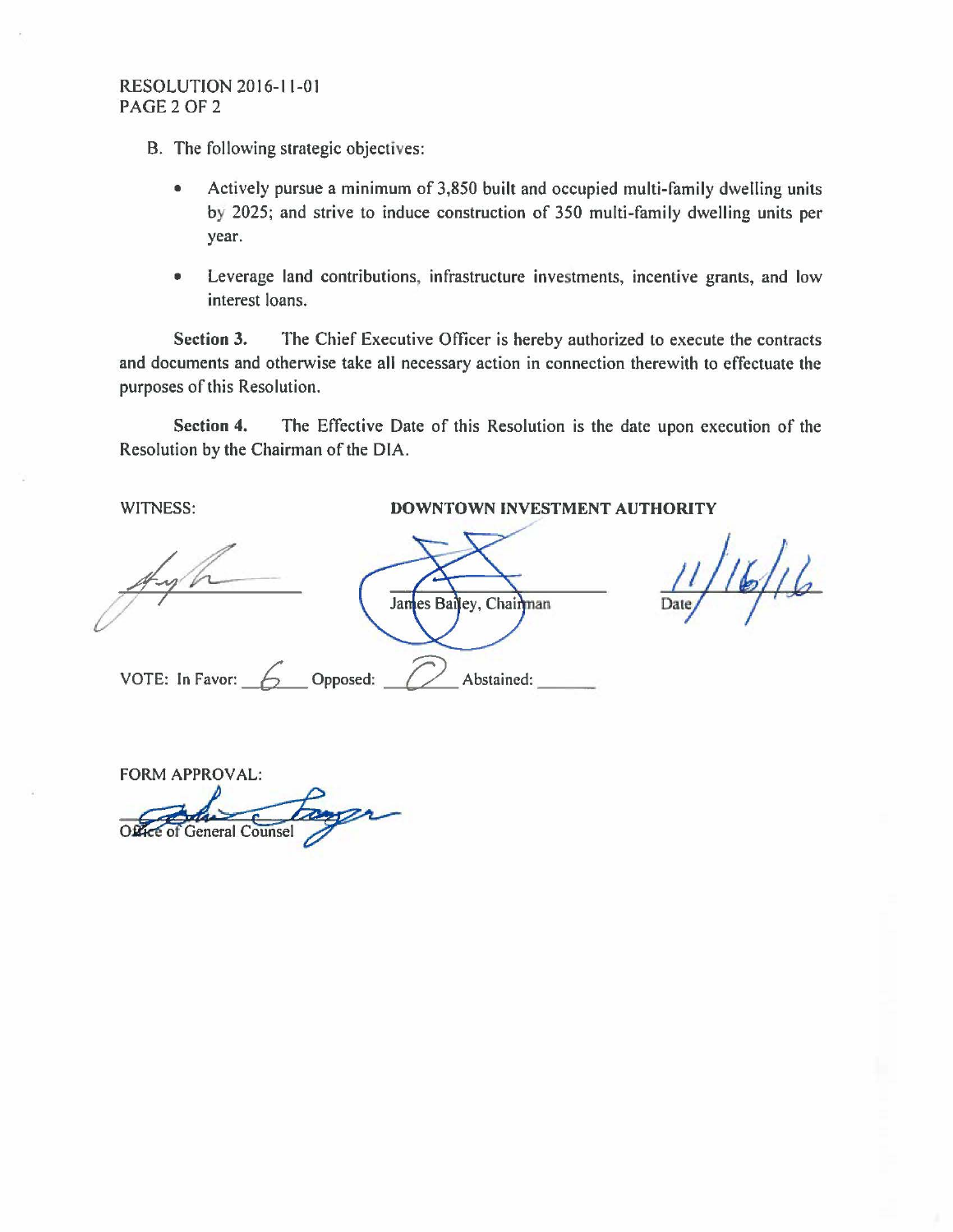RESOLUTION 2016-11-01

B. The following strategic objectives:

- Actively pursue a minimum of 3,850 built and occupied multi-family dwelling units by 2025; and strive to induce construction of 350 multi-family dwelling units per year.
- Leverage land contributions, infrastructure investments, incentive grants, and low interest loans.

**Section 3.** The Chief Executive Officer is hereby authorized to execute the contracts and documents and otherwise take all necessary action in connection therewith to effectuate the purposes of this Resolution.

**Section 4.** The Effective Date of this Resolution is the date upon execution of the Resolution by the Chairman of the DIA.

WITNESS:

**DOWNTOWN INVESTMENT AUTHORITY**

James Bailey, Chairman

Date 11/16/16

VOTE: In Favor: 6 Opposed: 0 Abstained: ______

FORM APPROVAL:

Office of General Counsel